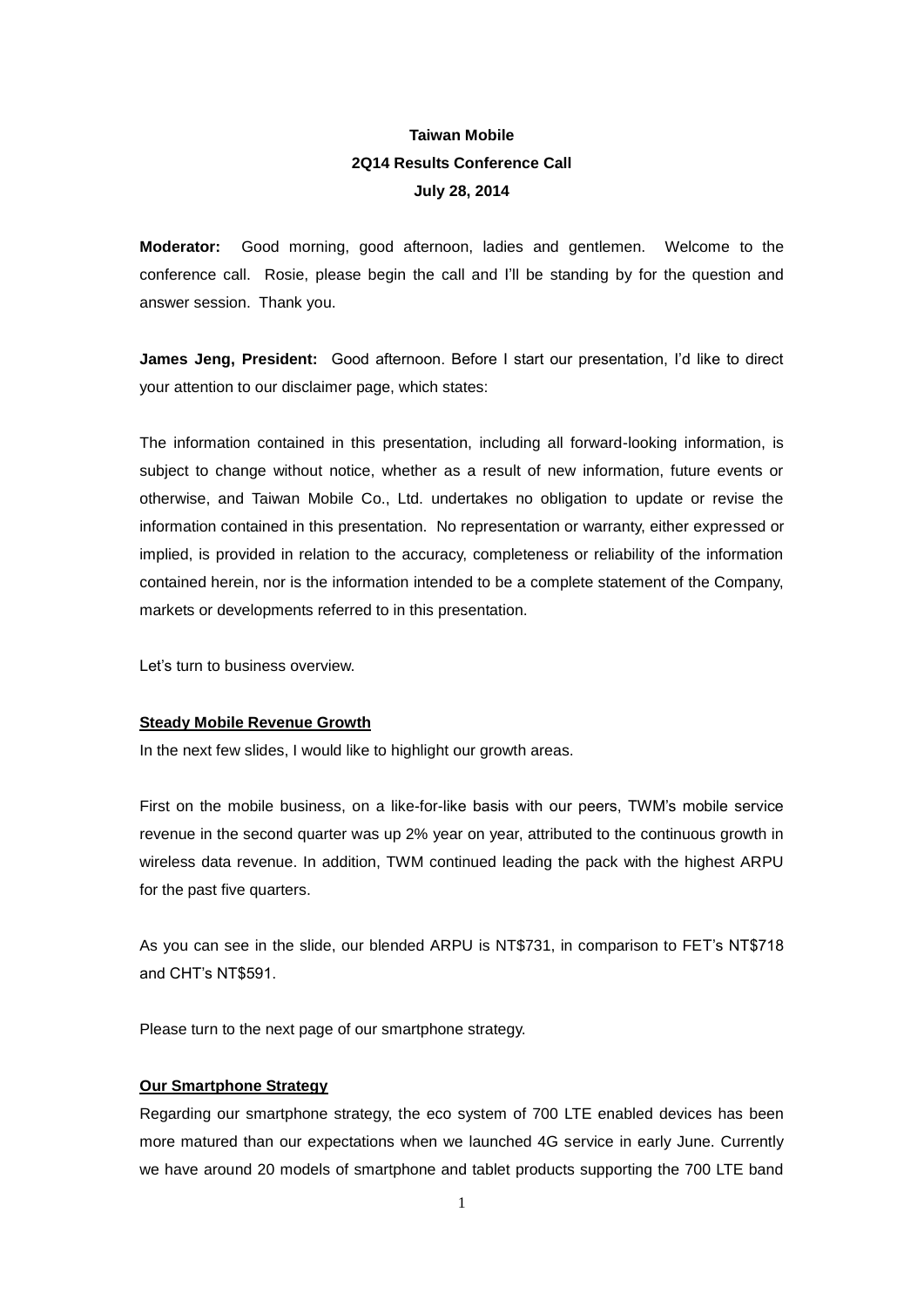**Taiwan Mobile**
**2Q14 Results Conference Call**
**July 28, 2014**

**Moderator:** Good morning, good afternoon, ladies and gentlemen. Welcome to the conference call. Rosie, please begin the call and I'll be standing by for the question and answer session. Thank you.

**James Jeng, President:** Good afternoon. Before I start our presentation, I'd like to direct your attention to our disclaimer page, which states:

The information contained in this presentation, including all forward-looking information, is subject to change without notice, whether as a result of new information, future events or otherwise, and Taiwan Mobile Co., Ltd. undertakes no obligation to update or revise the information contained in this presentation. No representation or warranty, either expressed or implied, is provided in relation to the accuracy, completeness or reliability of the information contained herein, nor is the information intended to be a complete statement of the Company, markets or developments referred to in this presentation.

Let's turn to business overview.

## Steady Mobile Revenue Growth

In the next few slides, I would like to highlight our growth areas.

First on the mobile business, on a like-for-like basis with our peers, TWM's mobile service revenue in the second quarter was up 2% year on year, attributed to the continuous growth in wireless data revenue. In addition, TWM continued leading the pack with the highest ARPU for the past five quarters.

As you can see in the slide, our blended ARPU is NT$731, in comparison to FET's NT$718 and CHT's NT$591.

Please turn to the next page of our smartphone strategy.

## Our Smartphone Strategy

Regarding our smartphone strategy, the eco system of 700 LTE enabled devices has been more matured than our expectations when we launched 4G service in early June. Currently we have around 20 models of smartphone and tablet products supporting the 700 LTE band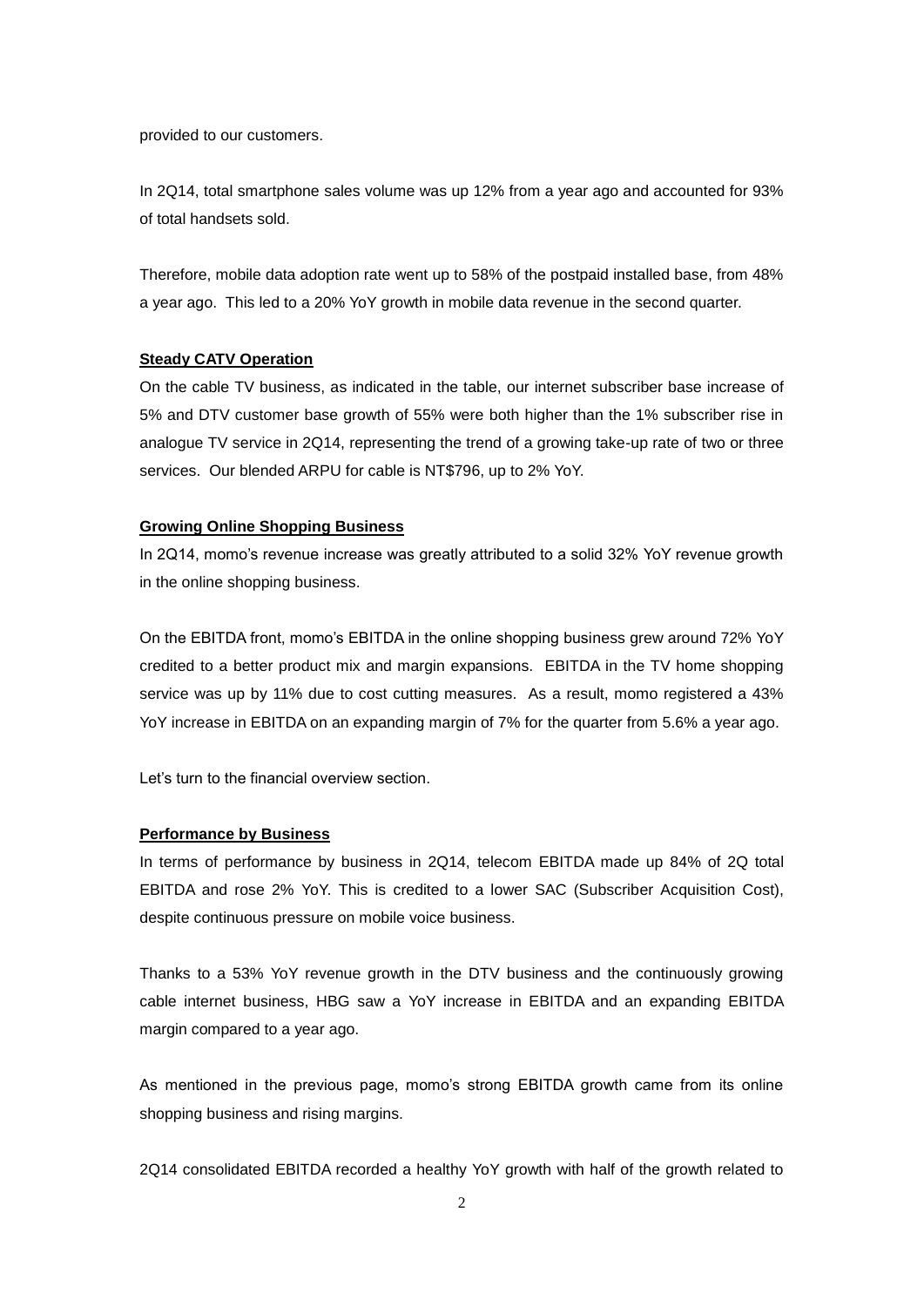provided to our customers.

In 2Q14, total smartphone sales volume was up 12% from a year ago and accounted for 93% of total handsets sold.

Therefore, mobile data adoption rate went up to 58% of the postpaid installed base, from 48% a year ago. This led to a 20% YoY growth in mobile data revenue in the second quarter.

**Steady CATV Operation**

On the cable TV business, as indicated in the table, our internet subscriber base increase of 5% and DTV customer base growth of 55% were both higher than the 1% subscriber rise in analogue TV service in 2Q14, representing the trend of a growing take-up rate of two or three services. Our blended ARPU for cable is NT$796, up to 2% YoY.

**Growing Online Shopping Business**

In 2Q14, momo's revenue increase was greatly attributed to a solid 32% YoY revenue growth in the online shopping business.

On the EBITDA front, momo's EBITDA in the online shopping business grew around 72% YoY credited to a better product mix and margin expansions. EBITDA in the TV home shopping service was up by 11% due to cost cutting measures. As a result, momo registered a 43% YoY increase in EBITDA on an expanding margin of 7% for the quarter from 5.6% a year ago.

Let's turn to the financial overview section.

**Performance by Business**

In terms of performance by business in 2Q14, telecom EBITDA made up 84% of 2Q total EBITDA and rose 2% YoY. This is credited to a lower SAC (Subscriber Acquisition Cost), despite continuous pressure on mobile voice business.

Thanks to a 53% YoY revenue growth in the DTV business and the continuously growing cable internet business, HBG saw a YoY increase in EBITDA and an expanding EBITDA margin compared to a year ago.

As mentioned in the previous page, momo's strong EBITDA growth came from its online shopping business and rising margins.

2Q14 consolidated EBITDA recorded a healthy YoY growth with half of the growth related to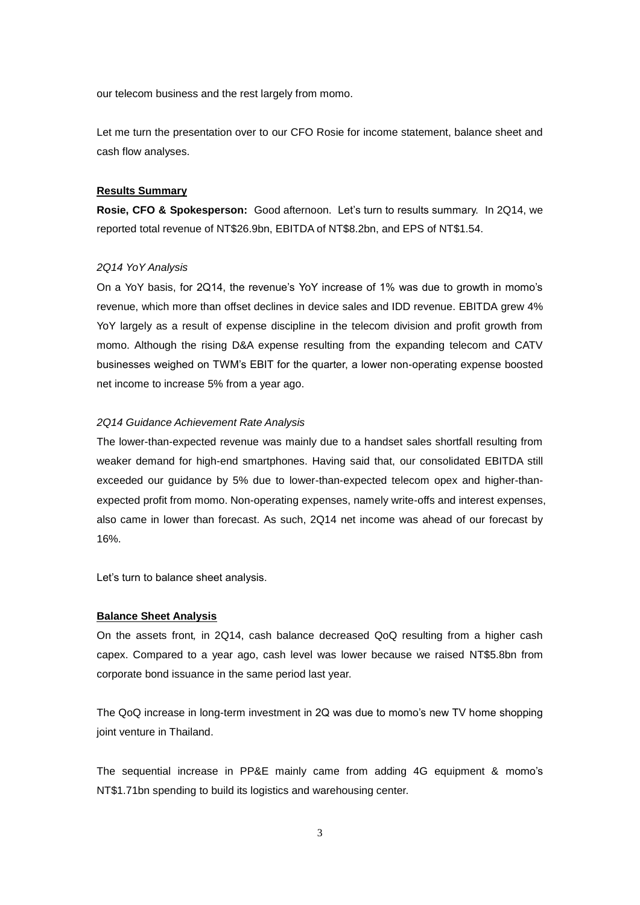our telecom business and the rest largely from momo.

Let me turn the presentation over to our CFO Rosie for income statement, balance sheet and cash flow analyses.

**Results Summary**

**Rosie, CFO & Spokesperson:** Good afternoon. Let's turn to results summary. In 2Q14, we reported total revenue of NT$26.9bn, EBITDA of NT$8.2bn, and EPS of NT$1.54.

*2Q14 YoY Analysis*

On a YoY basis, for 2Q14, the revenue's YoY increase of 1% was due to growth in momo's revenue, which more than offset declines in device sales and IDD revenue. EBITDA grew 4% YoY largely as a result of expense discipline in the telecom division and profit growth from momo. Although the rising D&A expense resulting from the expanding telecom and CATV businesses weighed on TWM's EBIT for the quarter, a lower non-operating expense boosted net income to increase 5% from a year ago.

*2Q14 Guidance Achievement Rate Analysis*

The lower-than-expected revenue was mainly due to a handset sales shortfall resulting from weaker demand for high-end smartphones. Having said that, our consolidated EBITDA still exceeded our guidance by 5% due to lower-than-expected telecom opex and higher-than-expected profit from momo. Non-operating expenses, namely write-offs and interest expenses, also came in lower than forecast. As such, 2Q14 net income was ahead of our forecast by 16%.

Let's turn to balance sheet analysis.

**Balance Sheet Analysis**

On the assets front, in 2Q14, cash balance decreased QoQ resulting from a higher cash capex. Compared to a year ago, cash level was lower because we raised NT$5.8bn from corporate bond issuance in the same period last year.

The QoQ increase in long-term investment in 2Q was due to momo's new TV home shopping joint venture in Thailand.

The sequential increase in PP&E mainly came from adding 4G equipment & momo's NT$1.71bn spending to build its logistics and warehousing center.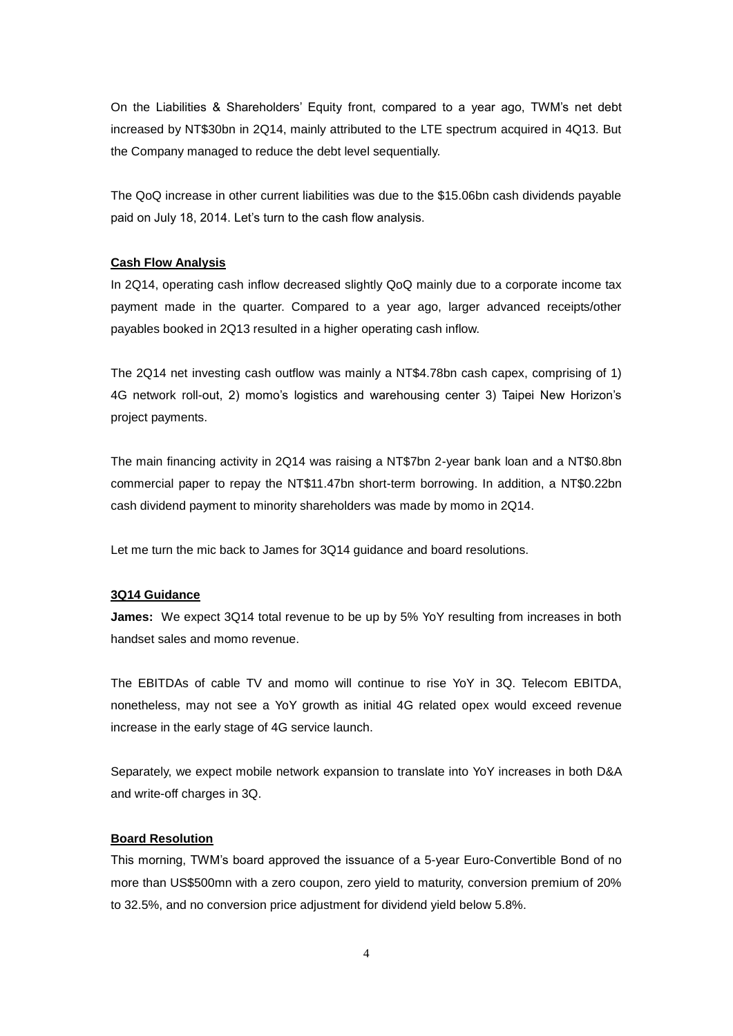On the Liabilities & Shareholders' Equity front, compared to a year ago, TWM's net debt increased by NT$30bn in 2Q14, mainly attributed to the LTE spectrum acquired in 4Q13. But the Company managed to reduce the debt level sequentially.

The QoQ increase in other current liabilities was due to the $15.06bn cash dividends payable paid on July 18, 2014. Let's turn to the cash flow analysis.

## Cash Flow Analysis

In 2Q14, operating cash inflow decreased slightly QoQ mainly due to a corporate income tax payment made in the quarter. Compared to a year ago, larger advanced receipts/other payables booked in 2Q13 resulted in a higher operating cash inflow.

The 2Q14 net investing cash outflow was mainly a NT$4.78bn cash capex, comprising of 1) 4G network roll-out, 2) momo's logistics and warehousing center 3) Taipei New Horizon's project payments.

The main financing activity in 2Q14 was raising a NT$7bn 2-year bank loan and a NT$0.8bn commercial paper to repay the NT$11.47bn short-term borrowing. In addition, a NT$0.22bn cash dividend payment to minority shareholders was made by momo in 2Q14.

Let me turn the mic back to James for 3Q14 guidance and board resolutions.

## 3Q14 Guidance

**James:** We expect 3Q14 total revenue to be up by 5% YoY resulting from increases in both handset sales and momo revenue.

The EBITDAs of cable TV and momo will continue to rise YoY in 3Q. Telecom EBITDA, nonetheless, may not see a YoY growth as initial 4G related opex would exceed revenue increase in the early stage of 4G service launch.

Separately, we expect mobile network expansion to translate into YoY increases in both D&A and write-off charges in 3Q.

## Board Resolution

This morning, TWM's board approved the issuance of a 5-year Euro-Convertible Bond of no more than US$500mn with a zero coupon, zero yield to maturity, conversion premium of 20% to 32.5%, and no conversion price adjustment for dividend yield below 5.8%.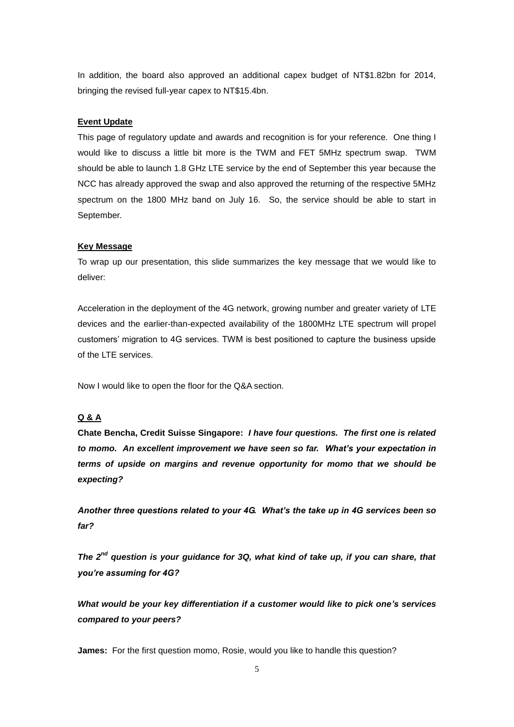In addition, the board also approved an additional capex budget of NT$1.82bn for 2014, bringing the revised full-year capex to NT$15.4bn.

**Event Update**

This page of regulatory update and awards and recognition is for your reference. One thing I would like to discuss a little bit more is the TWM and FET 5MHz spectrum swap. TWM should be able to launch 1.8 GHz LTE service by the end of September this year because the NCC has already approved the swap and also approved the returning of the respective 5MHz spectrum on the 1800 MHz band on July 16. So, the service should be able to start in September.

**Key Message**

To wrap up our presentation, this slide summarizes the key message that we would like to deliver:

Acceleration in the deployment of the 4G network, growing number and greater variety of LTE devices and the earlier-than-expected availability of the 1800MHz LTE spectrum will propel customers' migration to 4G services. TWM is best positioned to capture the business upside of the LTE services.

Now I would like to open the floor for the Q&A section.

**Q & A**

**Chate Bencha, Credit Suisse Singapore:** ***I have four questions. The first one is related to momo. An excellent improvement we have seen so far. What's your expectation in terms of upside on margins and revenue opportunity for momo that we should be expecting?***

***Another three questions related to your 4G. What's the take up in 4G services been so far?***

***The 2nd question is your guidance for 3Q, what kind of take up, if you can share, that you're assuming for 4G?***

***What would be your key differentiation if a customer would like to pick one's services compared to your peers?***

**James:** For the first question momo, Rosie, would you like to handle this question?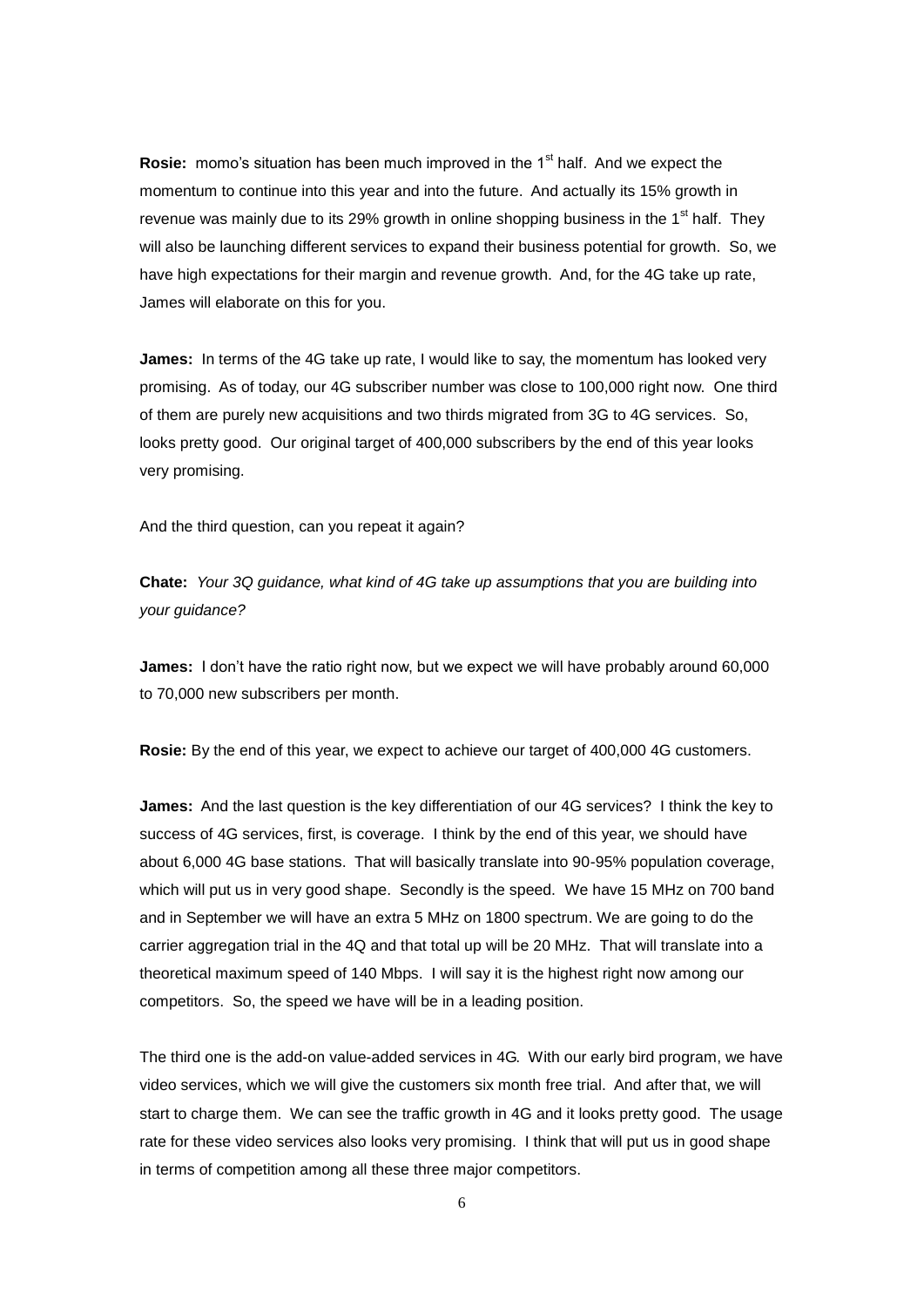**Rosie:** momo's situation has been much improved in the 1st half. And we expect the momentum to continue into this year and into the future. And actually its 15% growth in revenue was mainly due to its 29% growth in online shopping business in the 1st half. They will also be launching different services to expand their business potential for growth. So, we have high expectations for their margin and revenue growth. And, for the 4G take up rate, James will elaborate on this for you.

**James:** In terms of the 4G take up rate, I would like to say, the momentum has looked very promising. As of today, our 4G subscriber number was close to 100,000 right now. One third of them are purely new acquisitions and two thirds migrated from 3G to 4G services. So, looks pretty good. Our original target of 400,000 subscribers by the end of this year looks very promising.

And the third question, can you repeat it again?

**Chate:** *Your 3Q guidance, what kind of 4G take up assumptions that you are building into your guidance?*

**James:** I don't have the ratio right now, but we expect we will have probably around 60,000 to 70,000 new subscribers per month.

**Rosie:** By the end of this year, we expect to achieve our target of 400,000 4G customers.

**James:** And the last question is the key differentiation of our 4G services? I think the key to success of 4G services, first, is coverage. I think by the end of this year, we should have about 6,000 4G base stations. That will basically translate into 90-95% population coverage, which will put us in very good shape. Secondly is the speed. We have 15 MHz on 700 band and in September we will have an extra 5 MHz on 1800 spectrum. We are going to do the carrier aggregation trial in the 4Q and that total up will be 20 MHz. That will translate into a theoretical maximum speed of 140 Mbps. I will say it is the highest right now among our competitors. So, the speed we have will be in a leading position.

The third one is the add-on value-added services in 4G. With our early bird program, we have video services, which we will give the customers six month free trial. And after that, we will start to charge them. We can see the traffic growth in 4G and it looks pretty good. The usage rate for these video services also looks very promising. I think that will put us in good shape in terms of competition among all these three major competitors.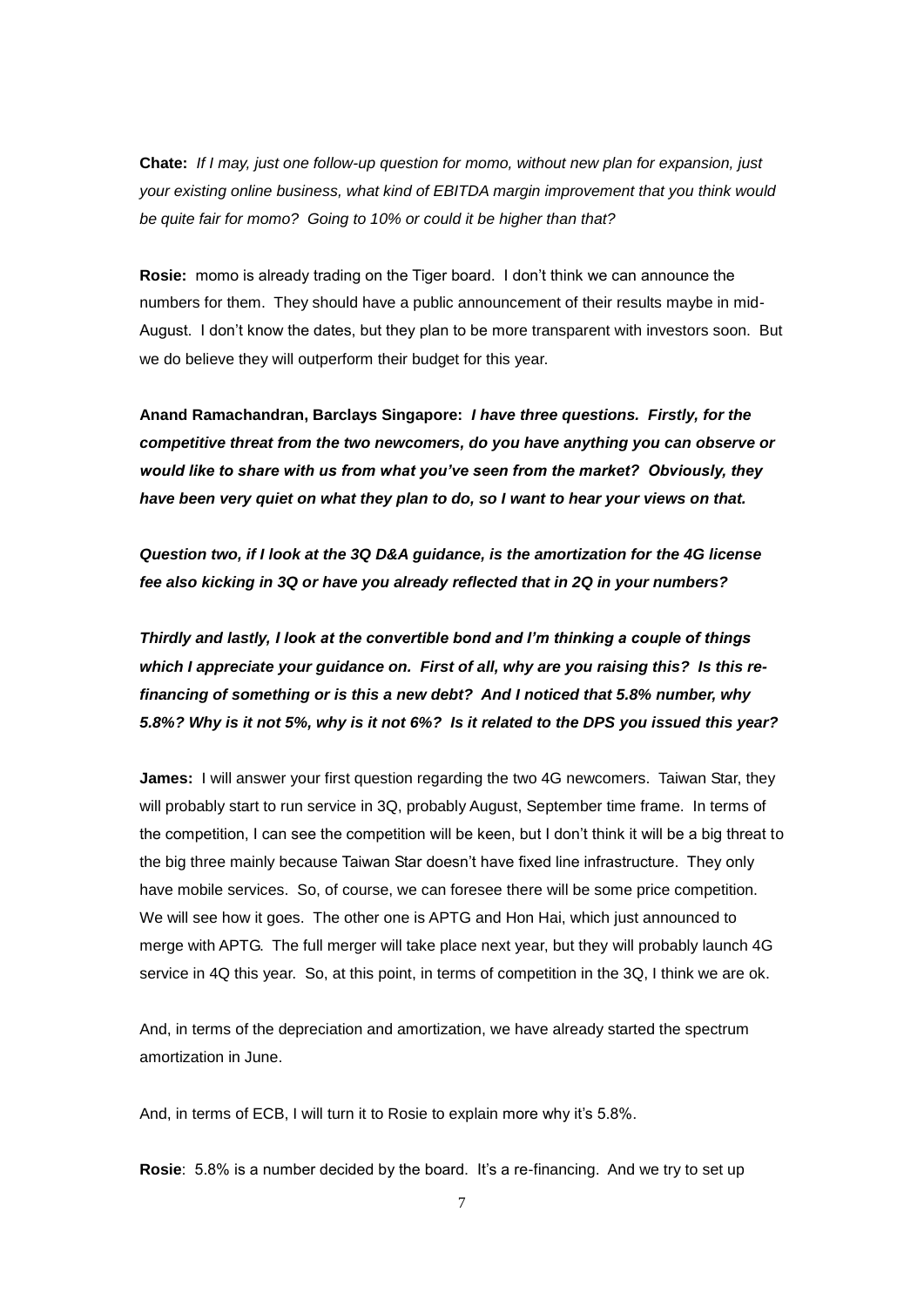**Chate:** *If I may, just one follow-up question for momo, without new plan for expansion, just your existing online business, what kind of EBITDA margin improvement that you think would be quite fair for momo? Going to 10% or could it be higher than that?*

**Rosie:** momo is already trading on the Tiger board. I don't think we can announce the numbers for them. They should have a public announcement of their results maybe in mid-August. I don't know the dates, but they plan to be more transparent with investors soon. But we do believe they will outperform their budget for this year.

**Anand Ramachandran, Barclays Singapore:** ***I have three questions. Firstly, for the competitive threat from the two newcomers, do you have anything you can observe or would like to share with us from what you've seen from the market? Obviously, they have been very quiet on what they plan to do, so I want to hear your views on that.***

***Question two, if I look at the 3Q D&A guidance, is the amortization for the 4G license fee also kicking in 3Q or have you already reflected that in 2Q in your numbers?***

***Thirdly and lastly, I look at the convertible bond and I'm thinking a couple of things which I appreciate your guidance on. First of all, why are you raising this? Is this re-financing of something or is this a new debt? And I noticed that 5.8% number, why 5.8%? Why is it not 5%, why is it not 6%? Is it related to the DPS you issued this year?***

**James:** I will answer your first question regarding the two 4G newcomers. Taiwan Star, they will probably start to run service in 3Q, probably August, September time frame. In terms of the competition, I can see the competition will be keen, but I don't think it will be a big threat to the big three mainly because Taiwan Star doesn't have fixed line infrastructure. They only have mobile services. So, of course, we can foresee there will be some price competition. We will see how it goes. The other one is APTG and Hon Hai, which just announced to merge with APTG. The full merger will take place next year, but they will probably launch 4G service in 4Q this year. So, at this point, in terms of competition in the 3Q, I think we are ok.

And, in terms of the depreciation and amortization, we have already started the spectrum amortization in June.

And, in terms of ECB, I will turn it to Rosie to explain more why it's 5.8%.

**Rosie**: 5.8% is a number decided by the board. It's a re-financing. And we try to set up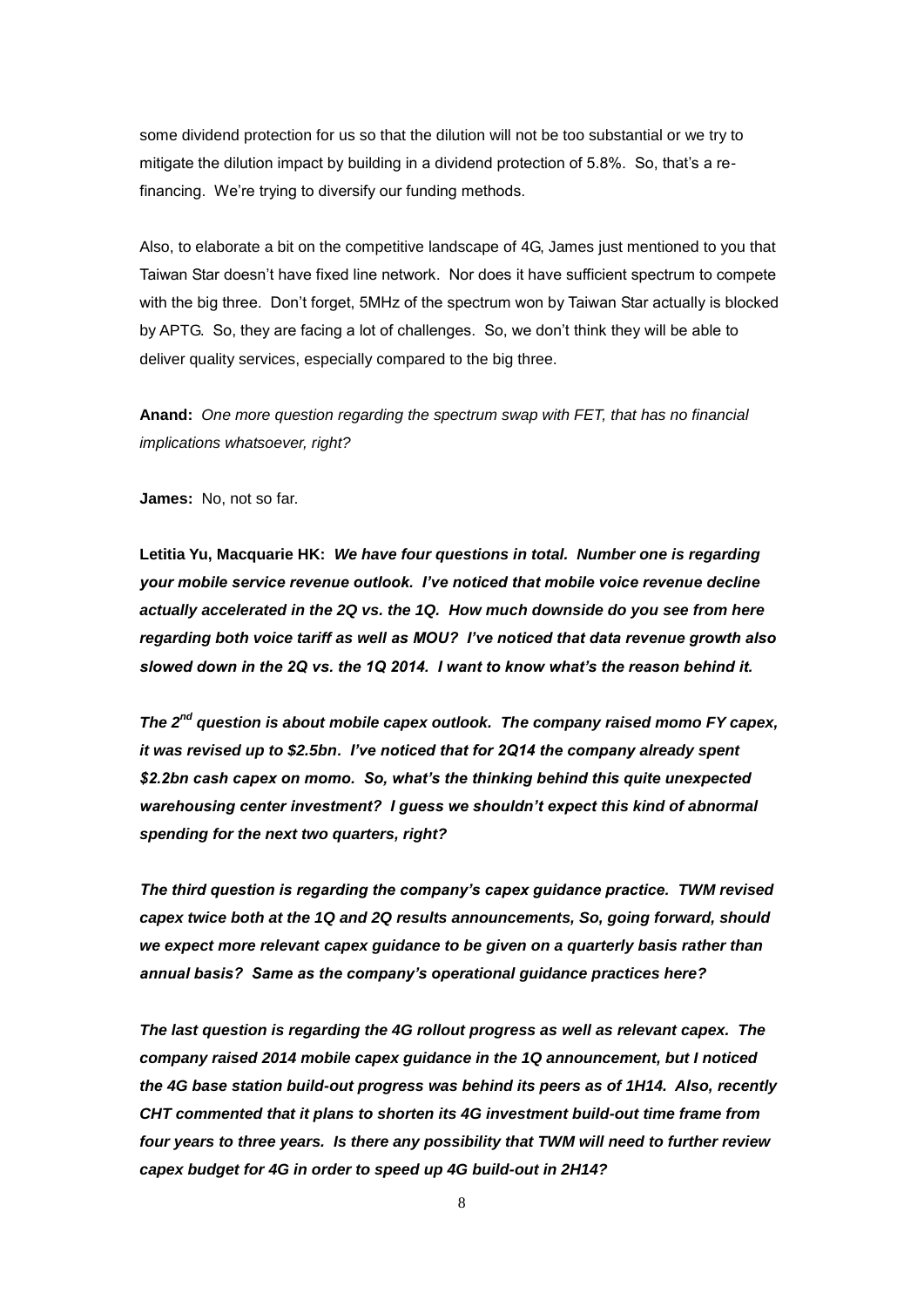some dividend protection for us so that the dilution will not be too substantial or we try to mitigate the dilution impact by building in a dividend protection of 5.8%. So, that's a re-financing. We're trying to diversify our funding methods.

Also, to elaborate a bit on the competitive landscape of 4G, James just mentioned to you that Taiwan Star doesn't have fixed line network. Nor does it have sufficient spectrum to compete with the big three. Don't forget, 5MHz of the spectrum won by Taiwan Star actually is blocked by APTG. So, they are facing a lot of challenges. So, we don't think they will be able to deliver quality services, especially compared to the big three.

**Anand:** *One more question regarding the spectrum swap with FET, that has no financial implications whatsoever, right?*

**James:** No, not so far.

**Letitia Yu, Macquarie HK:** ***We have four questions in total. Number one is regarding your mobile service revenue outlook. I've noticed that mobile voice revenue decline actually accelerated in the 2Q vs. the 1Q. How much downside do you see from here regarding both voice tariff as well as MOU? I've noticed that data revenue growth also slowed down in the 2Q vs. the 1Q 2014. I want to know what's the reason behind it.***

***The 2nd question is about mobile capex outlook. The company raised momo FY capex, it was revised up to \$2.5bn. I've noticed that for 2Q14 the company already spent \$2.2bn cash capex on momo. So, what's the thinking behind this quite unexpected warehousing center investment? I guess we shouldn't expect this kind of abnormal spending for the next two quarters, right?***

***The third question is regarding the company's capex guidance practice. TWM revised capex twice both at the 1Q and 2Q results announcements, So, going forward, should we expect more relevant capex guidance to be given on a quarterly basis rather than annual basis? Same as the company's operational guidance practices here?***

***The last question is regarding the 4G rollout progress as well as relevant capex. The company raised 2014 mobile capex guidance in the 1Q announcement, but I noticed the 4G base station build-out progress was behind its peers as of 1H14. Also, recently CHT commented that it plans to shorten its 4G investment build-out time frame from four years to three years. Is there any possibility that TWM will need to further review capex budget for 4G in order to speed up 4G build-out in 2H14?***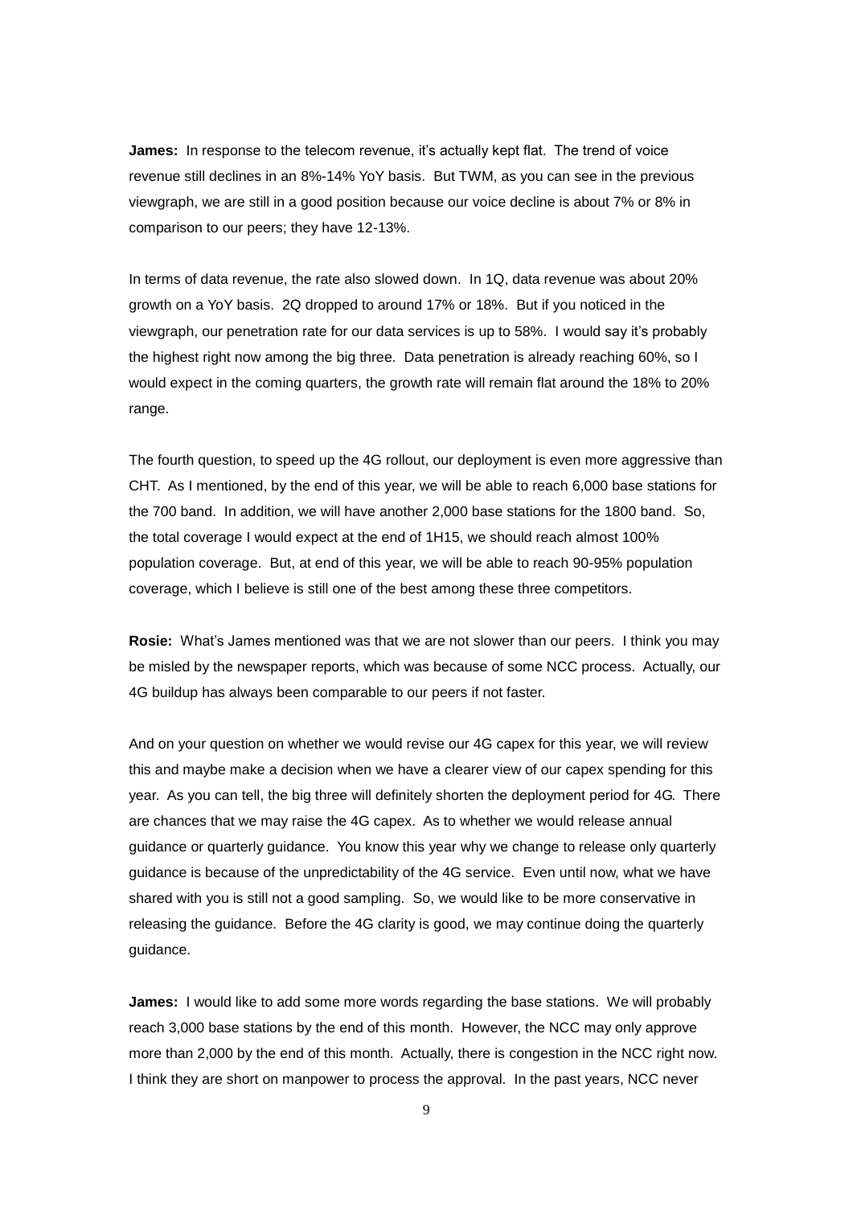**James:** In response to the telecom revenue, it's actually kept flat. The trend of voice revenue still declines in an 8%-14% YoY basis. But TWM, as you can see in the previous viewgraph, we are still in a good position because our voice decline is about 7% or 8% in comparison to our peers; they have 12-13%.

In terms of data revenue, the rate also slowed down. In 1Q, data revenue was about 20% growth on a YoY basis. 2Q dropped to around 17% or 18%. But if you noticed in the viewgraph, our penetration rate for our data services is up to 58%. I would say it's probably the highest right now among the big three. Data penetration is already reaching 60%, so I would expect in the coming quarters, the growth rate will remain flat around the 18% to 20% range.

The fourth question, to speed up the 4G rollout, our deployment is even more aggressive than CHT. As I mentioned, by the end of this year, we will be able to reach 6,000 base stations for the 700 band. In addition, we will have another 2,000 base stations for the 1800 band. So, the total coverage I would expect at the end of 1H15, we should reach almost 100% population coverage. But, at end of this year, we will be able to reach 90-95% population coverage, which I believe is still one of the best among these three competitors.

**Rosie:** What's James mentioned was that we are not slower than our peers. I think you may be misled by the newspaper reports, which was because of some NCC process. Actually, our 4G buildup has always been comparable to our peers if not faster.

And on your question on whether we would revise our 4G capex for this year, we will review this and maybe make a decision when we have a clearer view of our capex spending for this year. As you can tell, the big three will definitely shorten the deployment period for 4G. There are chances that we may raise the 4G capex. As to whether we would release annual guidance or quarterly guidance. You know this year why we change to release only quarterly guidance is because of the unpredictability of the 4G service. Even until now, what we have shared with you is still not a good sampling. So, we would like to be more conservative in releasing the guidance. Before the 4G clarity is good, we may continue doing the quarterly guidance.

**James:** I would like to add some more words regarding the base stations. We will probably reach 3,000 base stations by the end of this month. However, the NCC may only approve more than 2,000 by the end of this month. Actually, there is congestion in the NCC right now. I think they are short on manpower to process the approval. In the past years, NCC never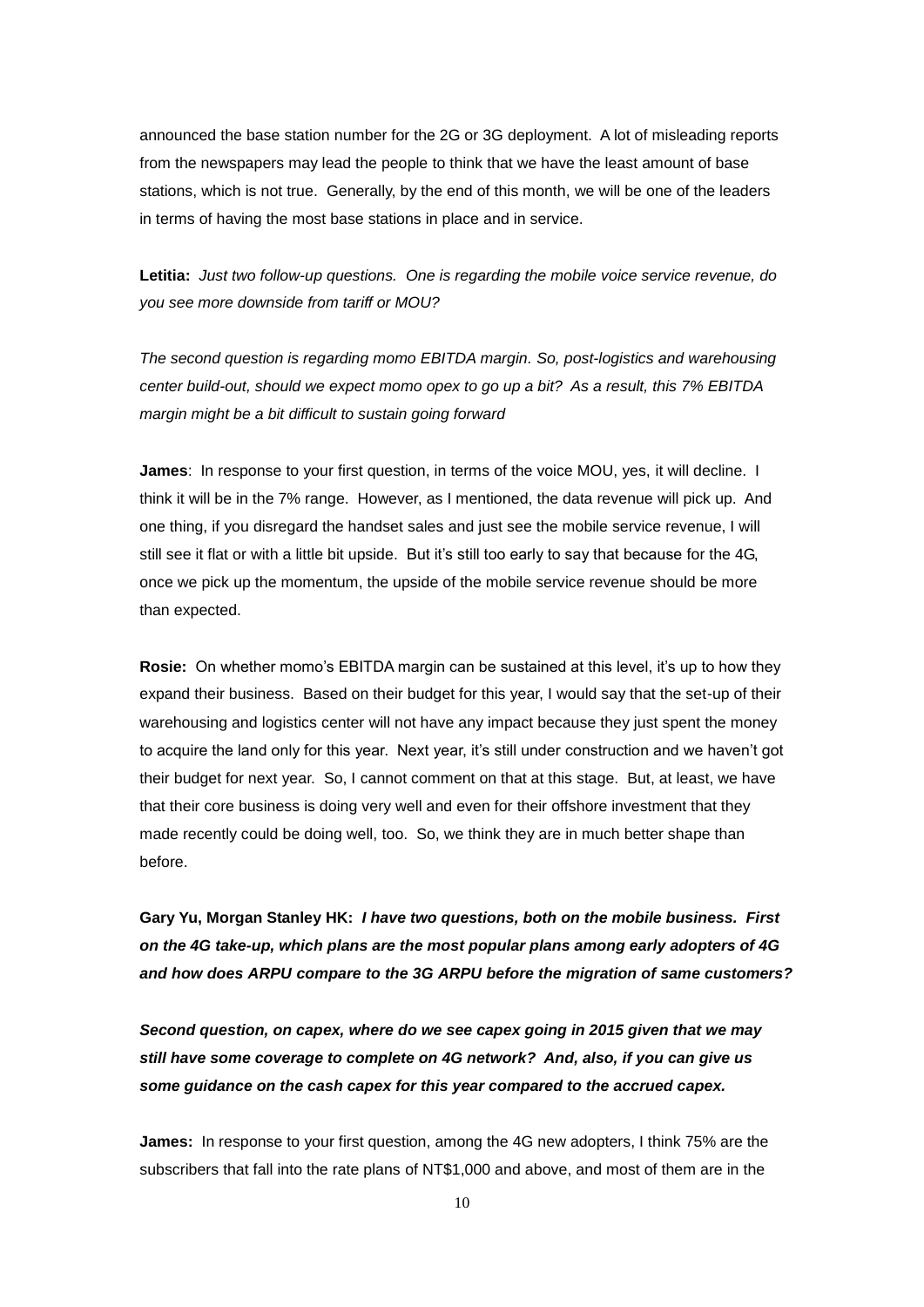announced the base station number for the 2G or 3G deployment. A lot of misleading reports from the newspapers may lead the people to think that we have the least amount of base stations, which is not true. Generally, by the end of this month, we will be one of the leaders in terms of having the most base stations in place and in service.

**Letitia:** *Just two follow-up questions. One is regarding the mobile voice service revenue, do you see more downside from tariff or MOU?*

*The second question is regarding momo EBITDA margin. So, post-logistics and warehousing center build-out, should we expect momo opex to go up a bit? As a result, this 7% EBITDA margin might be a bit difficult to sustain going forward*

**James**: In response to your first question, in terms of the voice MOU, yes, it will decline. I think it will be in the 7% range. However, as I mentioned, the data revenue will pick up. And one thing, if you disregard the handset sales and just see the mobile service revenue, I will still see it flat or with a little bit upside. But it's still too early to say that because for the 4G, once we pick up the momentum, the upside of the mobile service revenue should be more than expected.

**Rosie:** On whether momo's EBITDA margin can be sustained at this level, it's up to how they expand their business. Based on their budget for this year, I would say that the set-up of their warehousing and logistics center will not have any impact because they just spent the money to acquire the land only for this year. Next year, it's still under construction and we haven't got their budget for next year. So, I cannot comment on that at this stage. But, at least, we have that their core business is doing very well and even for their offshore investment that they made recently could be doing well, too. So, we think they are in much better shape than before.

***Gary Yu, Morgan Stanley HK:** I have two questions, both on the mobile business. First on the 4G take-up, which plans are the most popular plans among early adopters of 4G and how does ARPU compare to the 3G ARPU before the migration of same customers?*

***Second question, on capex, where do we see capex going in 2015 given that we may still have some coverage to complete on 4G network? And, also, if you can give us some guidance on the cash capex for this year compared to the accrued capex.***

**James:** In response to your first question, among the 4G new adopters, I think 75% are the subscribers that fall into the rate plans of NT$1,000 and above, and most of them are in the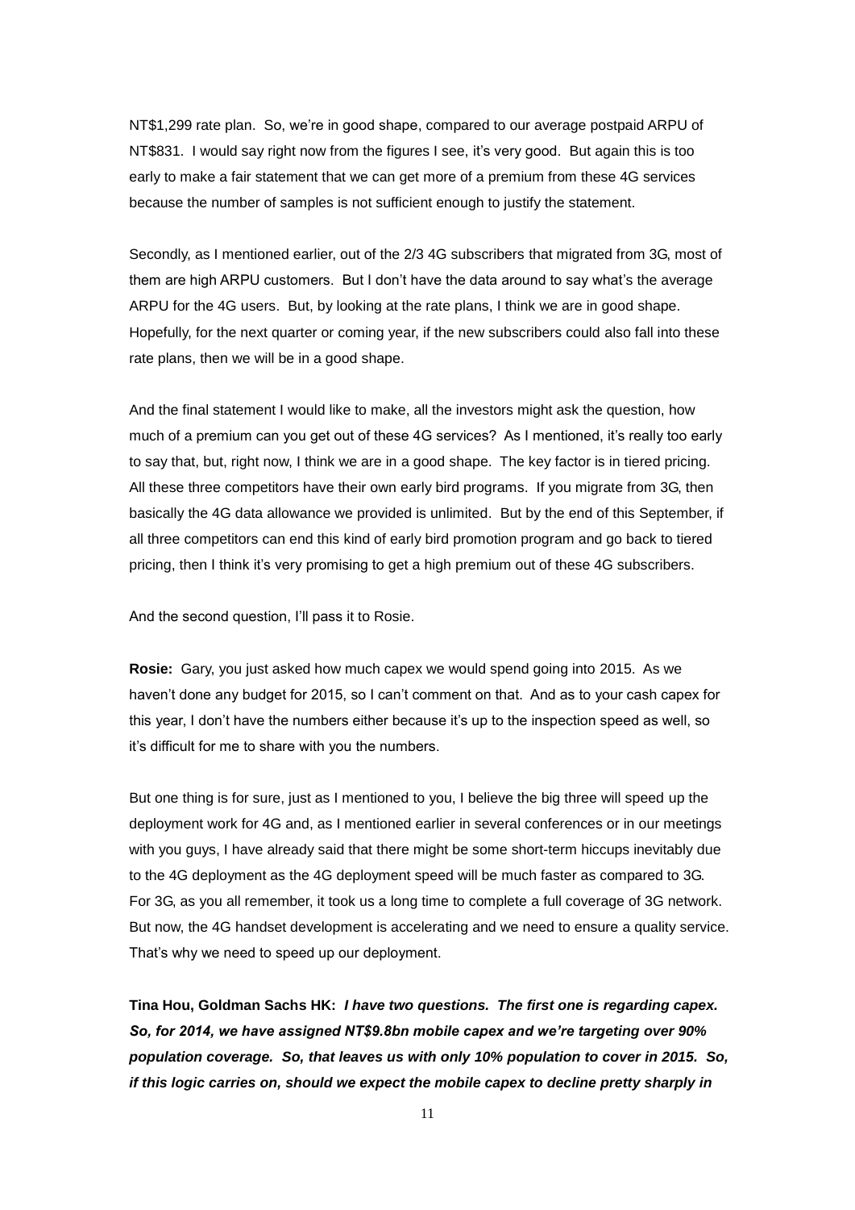NT$1,299 rate plan. So, we're in good shape, compared to our average postpaid ARPU of NT$831. I would say right now from the figures I see, it's very good. But again this is too early to make a fair statement that we can get more of a premium from these 4G services because the number of samples is not sufficient enough to justify the statement.

Secondly, as I mentioned earlier, out of the 2/3 4G subscribers that migrated from 3G, most of them are high ARPU customers. But I don't have the data around to say what's the average ARPU for the 4G users. But, by looking at the rate plans, I think we are in good shape. Hopefully, for the next quarter or coming year, if the new subscribers could also fall into these rate plans, then we will be in a good shape.

And the final statement I would like to make, all the investors might ask the question, how much of a premium can you get out of these 4G services? As I mentioned, it's really too early to say that, but, right now, I think we are in a good shape. The key factor is in tiered pricing. All these three competitors have their own early bird programs. If you migrate from 3G, then basically the 4G data allowance we provided is unlimited. But by the end of this September, if all three competitors can end this kind of early bird promotion program and go back to tiered pricing, then I think it's very promising to get a high premium out of these 4G subscribers.

And the second question, I'll pass it to Rosie.

**Rosie:** Gary, you just asked how much capex we would spend going into 2015. As we haven't done any budget for 2015, so I can't comment on that. And as to your cash capex for this year, I don't have the numbers either because it's up to the inspection speed as well, so it's difficult for me to share with you the numbers.

But one thing is for sure, just as I mentioned to you, I believe the big three will speed up the deployment work for 4G and, as I mentioned earlier in several conferences or in our meetings with you guys, I have already said that there might be some short-term hiccups inevitably due to the 4G deployment as the 4G deployment speed will be much faster as compared to 3G. For 3G, as you all remember, it took us a long time to complete a full coverage of 3G network. But now, the 4G handset development is accelerating and we need to ensure a quality service. That's why we need to speed up our deployment.

**Tina Hou, Goldman Sachs HK:** ***I have two questions. The first one is regarding capex. So, for 2014, we have assigned NT$9.8bn mobile capex and we're targeting over 90% population coverage. So, that leaves us with only 10% population to cover in 2015. So, if this logic carries on, should we expect the mobile capex to decline pretty sharply in***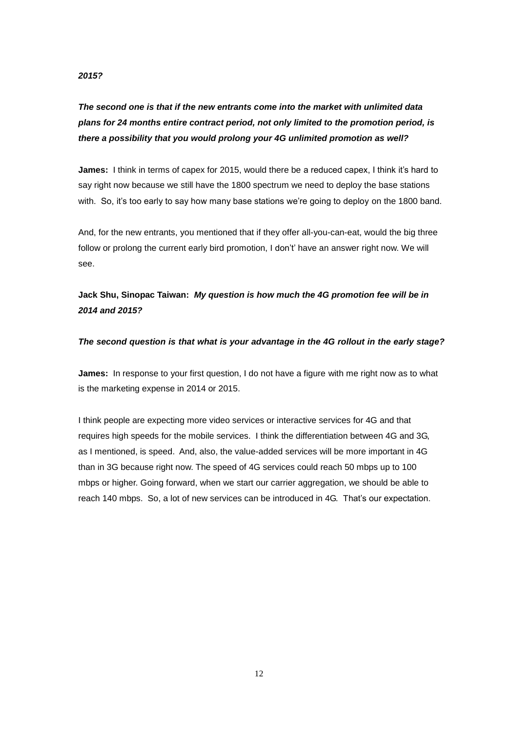***2015?***

***The second one is that if the new entrants come into the market with unlimited data plans for 24 months entire contract period, not only limited to the promotion period, is there a possibility that you would prolong your 4G unlimited promotion as well?***

**James:** I think in terms of capex for 2015, would there be a reduced capex, I think it's hard to say right now because we still have the 1800 spectrum we need to deploy the base stations with. So, it's too early to say how many base stations we're going to deploy on the 1800 band.

And, for the new entrants, you mentioned that if they offer all-you-can-eat, would the big three follow or prolong the current early bird promotion, I don't' have an answer right now. We will see.

**Jack Shu, Sinopac Taiwan:** ***My question is how much the 4G promotion fee will be in 2014 and 2015?***

***The second question is that what is your advantage in the 4G rollout in the early stage?***

**James:** In response to your first question, I do not have a figure with me right now as to what is the marketing expense in 2014 or 2015.

I think people are expecting more video services or interactive services for 4G and that requires high speeds for the mobile services. I think the differentiation between 4G and 3G, as I mentioned, is speed. And, also, the value-added services will be more important in 4G than in 3G because right now. The speed of 4G services could reach 50 mbps up to 100 mbps or higher. Going forward, when we start our carrier aggregation, we should be able to reach 140 mbps. So, a lot of new services can be introduced in 4G. That's our expectation.